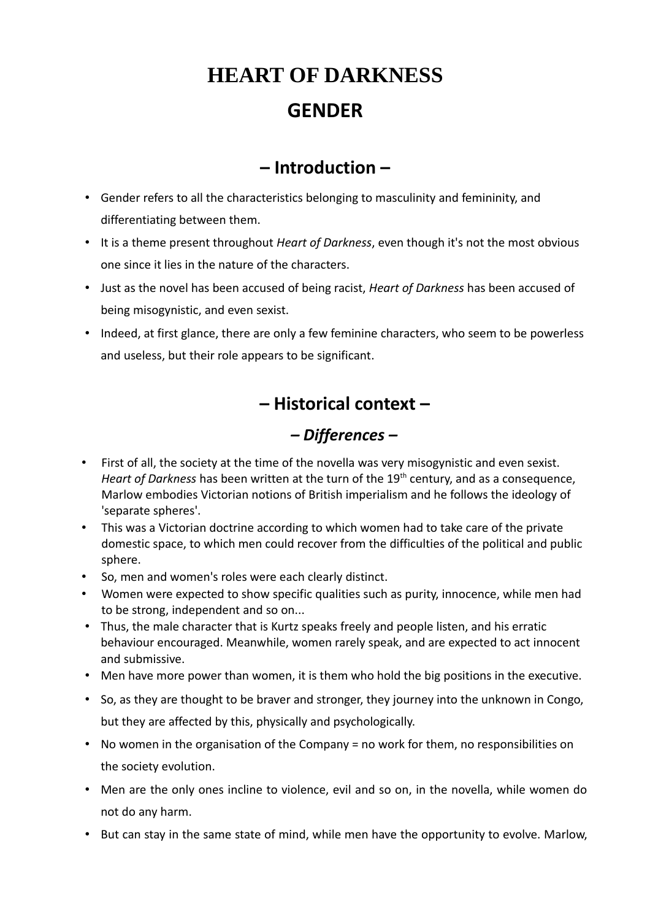# HEART OF DARKNESS

# GENDER

## – Introduction –

- Gender refers to all the characteristics belonging to masculinity and femininity, and differentiating between them.
- It is a theme present throughout *Heart of Darkness*, even though it's not the most obvious one since it lies in the nature of the characters.
- Just as the novel has been accused of being racist, *Heart of Darkness* has been accused of being misogynistic, and even sexist.
- Indeed, at first glance, there are only a few feminine characters, who seem to be powerless and useless, but their role appears to be significant.

## – Historical context –

### *– Differences –*

- First of all, the society at the time of the novella was very misogynistic and even sexist. *Heart of Darkness* has been written at the turn of the 19th century, and as a consequence, Marlow embodies Victorian notions of British imperialism and he follows the ideology of 'separate spheres'.
- This was a Victorian doctrine according to which women had to take care of the private domestic space, to which men could recover from the difficulties of the political and public sphere.
- So, men and women's roles were each clearly distinct.
- Women were expected to show specific qualities such as purity, innocence, while men had to be strong, independent and so on...
- Thus, the male character that is Kurtz speaks freely and people listen, and his erratic behaviour encouraged. Meanwhile, women rarely speak, and are expected to act innocent and submissive.
- Men have more power than women, it is them who hold the big positions in the executive.
- So, as they are thought to be braver and stronger, they journey into the unknown in Congo, but they are affected by this, physically and psychologically.
- No women in the organisation of the Company = no work for them, no responsibilities on the society evolution.
- Men are the only ones incline to violence, evil and so on, in the novella, while women do not do any harm.
- But can stay in the same state of mind, while men have the opportunity to evolve. Marlow,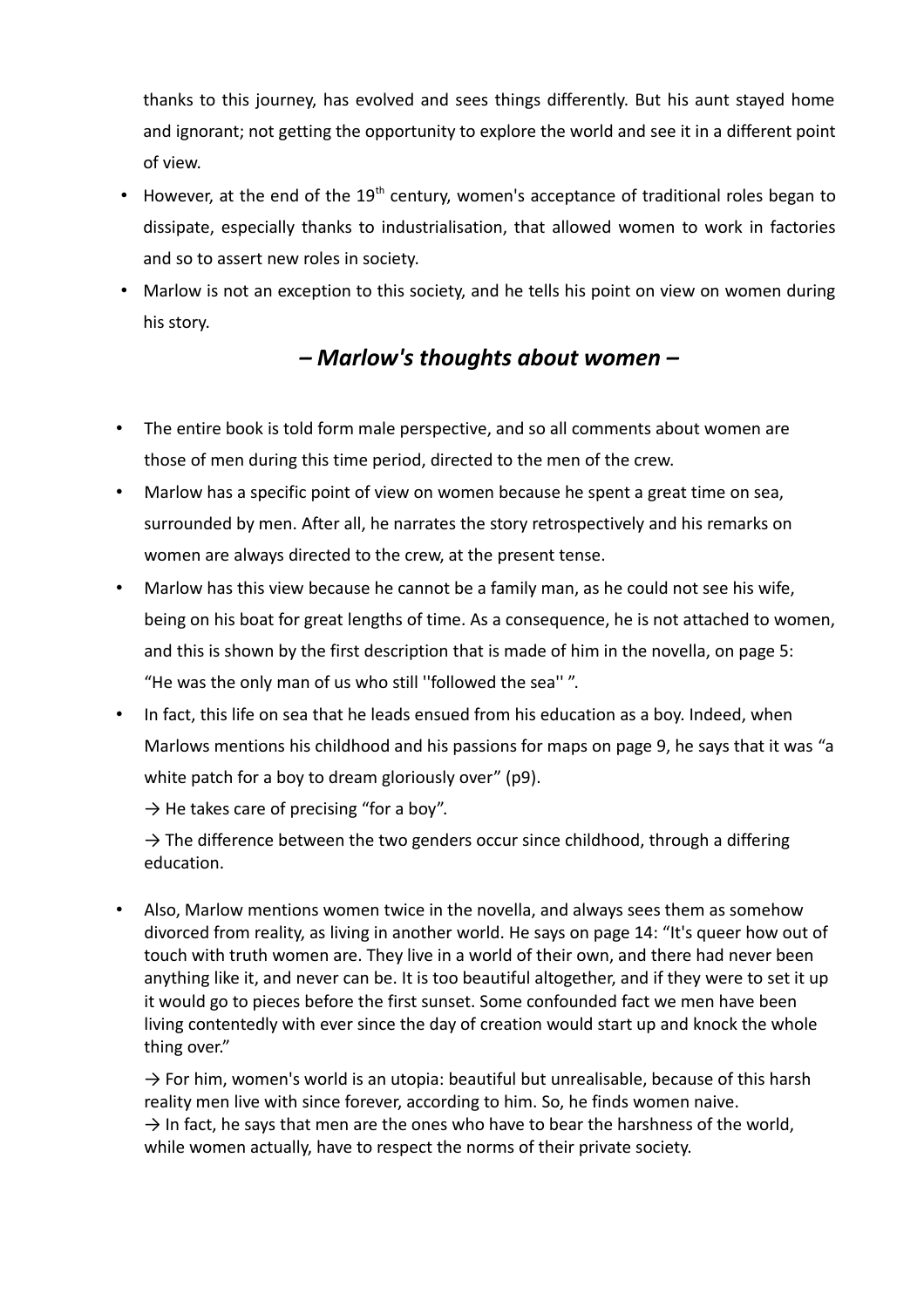thanks to this journey, has evolved and sees things differently. But his aunt stayed home and ignorant; not getting the opportunity to explore the world and see it in a different point of view.

- However, at the end of the 19th century, women's acceptance of traditional roles began to dissipate, especially thanks to industrialisation, that allowed women to work in factories and so to assert new roles in society.
- Marlow is not an exception to this society, and he tells his point on view on women during his story.

## *– Marlow's thoughts about women –*

- The entire book is told form male perspective, and so all comments about women are those of men during this time period, directed to the men of the crew.
- Marlow has a specific point of view on women because he spent a great time on sea, surrounded by men. After all, he narrates the story retrospectively and his remarks on women are always directed to the crew, at the present tense.
- Marlow has this view because he cannot be a family man, as he could not see his wife, being on his boat for great lengths of time. As a consequence, he is not attached to women, and this is shown by the first description that is made of him in the novella, on page 5: "He was the only man of us who still ''followed the sea'' ".
- In fact, this life on sea that he leads ensued from his education as a boy. Indeed, when Marlows mentions his childhood and his passions for maps on page 9, he says that it was "a white patch for a boy to dream gloriously over" (p9).

  → He takes care of precising "for a boy".

  → The difference between the two genders occur since childhood, through a differing education.

- Also, Marlow mentions women twice in the novella, and always sees them as somehow divorced from reality, as living in another world. He says on page 14: "It's queer how out of touch with truth women are. They live in a world of their own, and there had never been anything like it, and never can be. It is too beautiful altogether, and if they were to set it up it would go to pieces before the first sunset. Some confounded fact we men have been living contentedly with ever since the day of creation would start up and knock the whole thing over."

  → For him, women's world is an utopia: beautiful but unrealisable, because of this harsh reality men live with since forever, according to him. So, he finds women naive.
  → In fact, he says that men are the ones who have to bear the harshness of the world, while women actually, have to respect the norms of their private society.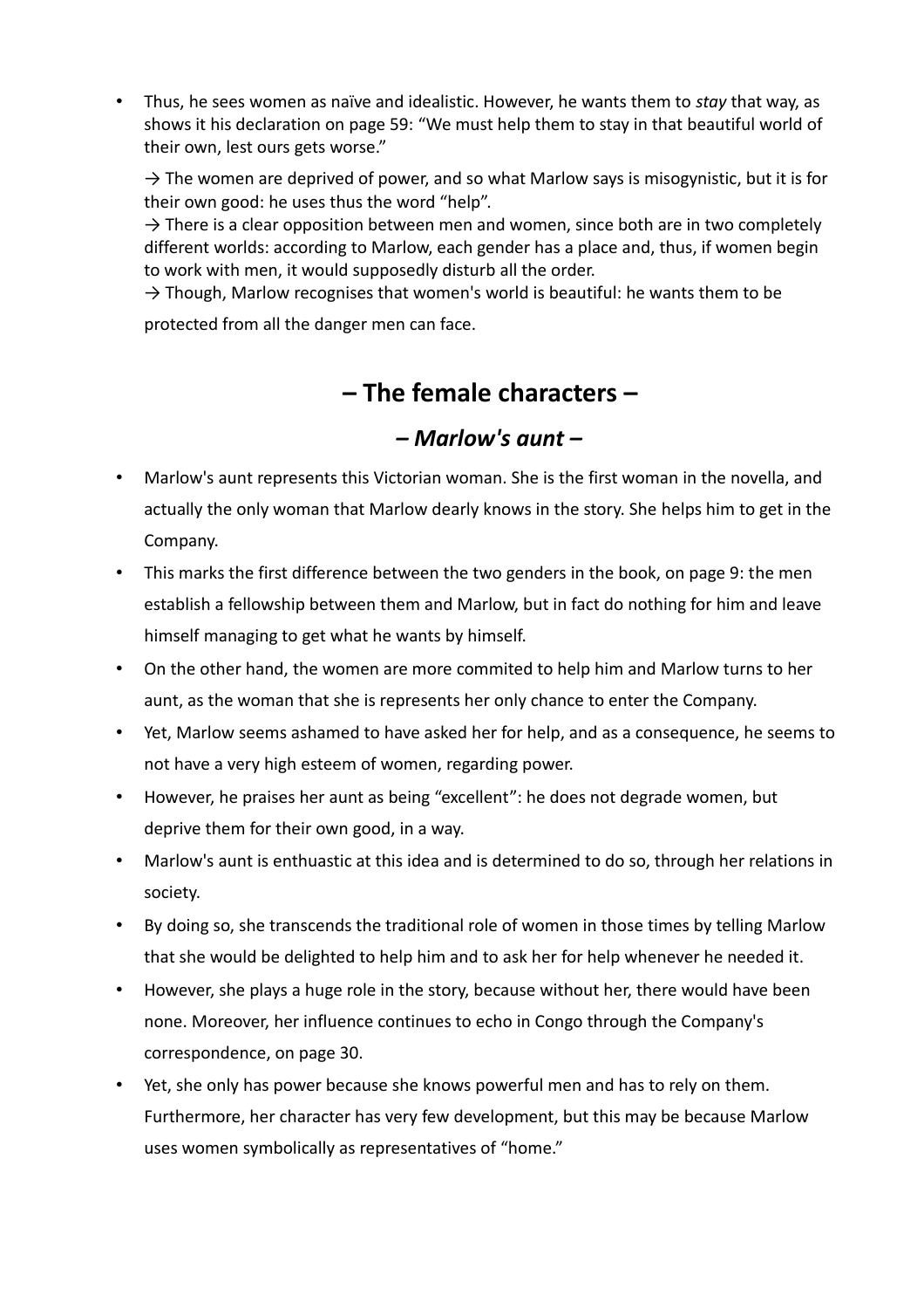- Thus, he sees women as naïve and idealistic. However, he wants them to *stay* that way, as shows it his declaration on page 59: "We must help them to stay in that beautiful world of their own, lest ours gets worse."

  → The women are deprived of power, and so what Marlow says is misogynistic, but it is for their own good: he uses thus the word "help".
  → There is a clear opposition between men and women, since both are in two completely different worlds: according to Marlow, each gender has a place and, thus, if women begin to work with men, it would supposedly disturb all the order.
  → Though, Marlow recognises that women's world is beautiful: he wants them to be protected from all the danger men can face.

## – The female characters –

### *– Marlow's aunt –*

- Marlow's aunt represents this Victorian woman. She is the first woman in the novella, and actually the only woman that Marlow dearly knows in the story. She helps him to get in the Company.
- This marks the first difference between the two genders in the book, on page 9: the men establish a fellowship between them and Marlow, but in fact do nothing for him and leave himself managing to get what he wants by himself.
- On the other hand, the women are more commited to help him and Marlow turns to her aunt, as the woman that she is represents her only chance to enter the Company.
- Yet, Marlow seems ashamed to have asked her for help, and as a consequence, he seems to not have a very high esteem of women, regarding power.
- However, he praises her aunt as being "excellent": he does not degrade women, but deprive them for their own good, in a way.
- Marlow's aunt is enthuastic at this idea and is determined to do so, through her relations in society.
- By doing so, she transcends the traditional role of women in those times by telling Marlow that she would be delighted to help him and to ask her for help whenever he needed it.
- However, she plays a huge role in the story, because without her, there would have been none. Moreover, her influence continues to echo in Congo through the Company's correspondence, on page 30.
- Yet, she only has power because she knows powerful men and has to rely on them. Furthermore, her character has very few development, but this may be because Marlow uses women symbolically as representatives of "home."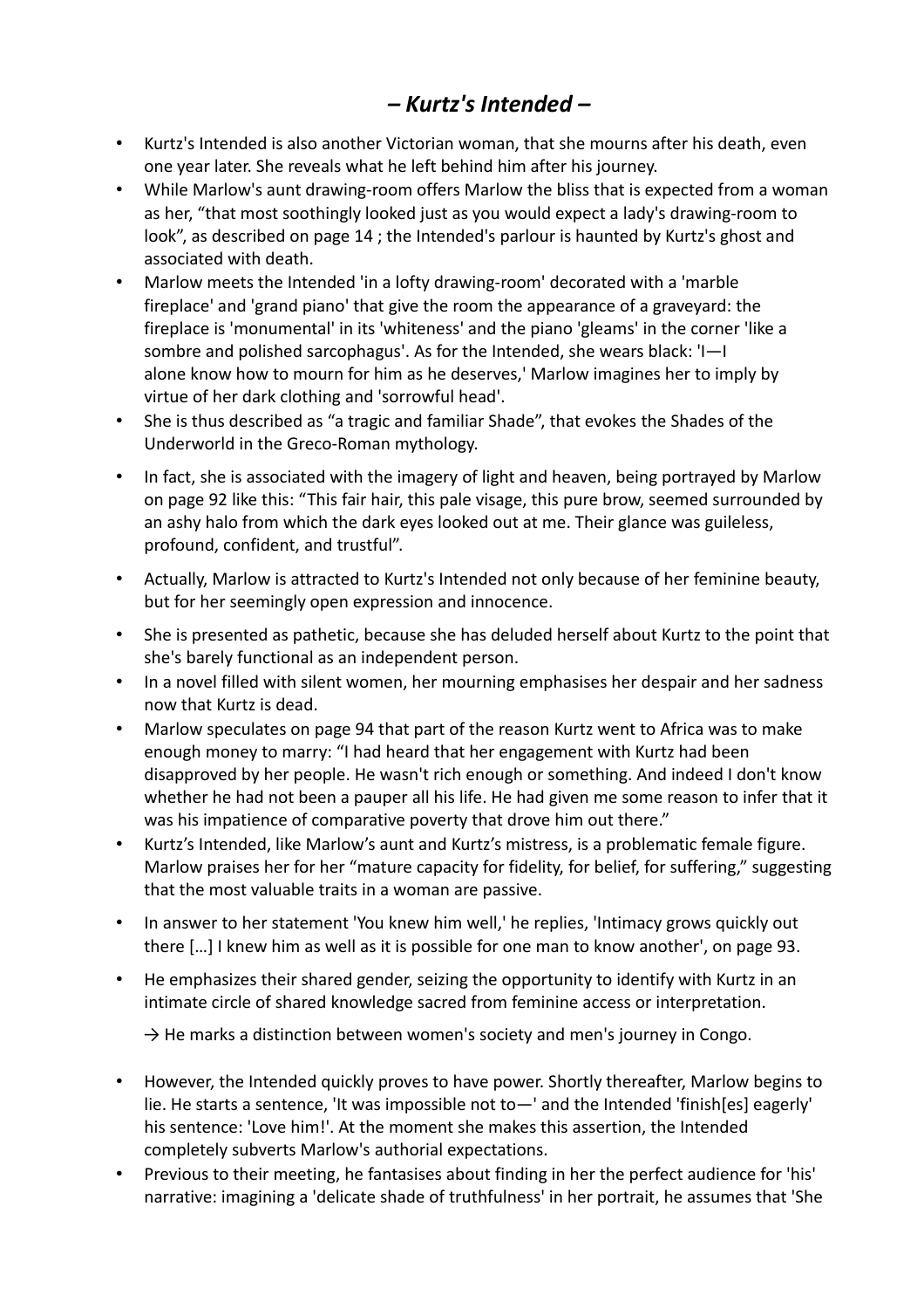# *– Kurtz's Intended –*

- Kurtz's Intended is also another Victorian woman, that she mourns after his death, even one year later. She reveals what he left behind him after his journey.
- While Marlow's aunt drawing-room offers Marlow the bliss that is expected from a woman as her, "that most soothingly looked just as you would expect a lady's drawing-room to look", as described on page 14 ; the Intended's parlour is haunted by Kurtz's ghost and associated with death.
- Marlow meets the Intended 'in a lofty drawing-room' decorated with a 'marble fireplace' and 'grand piano' that give the room the appearance of a graveyard: the fireplace is 'monumental' in its 'whiteness' and the piano 'gleams' in the corner 'like a sombre and polished sarcophagus'. As for the Intended, she wears black: 'I—I alone know how to mourn for him as he deserves,' Marlow imagines her to imply by virtue of her dark clothing and 'sorrowful head'.
- She is thus described as "a tragic and familiar Shade", that evokes the Shades of the Underworld in the Greco-Roman mythology.
- In fact, she is associated with the imagery of light and heaven, being portrayed by Marlow on page 92 like this: "This fair hair, this pale visage, this pure brow, seemed surrounded by an ashy halo from which the dark eyes looked out at me. Their glance was guileless, profound, confident, and trustful".
- Actually, Marlow is attracted to Kurtz's Intended not only because of her feminine beauty, but for her seemingly open expression and innocence.
- She is presented as pathetic, because she has deluded herself about Kurtz to the point that she's barely functional as an independent person.
- In a novel filled with silent women, her mourning emphasises her despair and her sadness now that Kurtz is dead.
- Marlow speculates on page 94 that part of the reason Kurtz went to Africa was to make enough money to marry: "I had heard that her engagement with Kurtz had been disapproved by her people. He wasn't rich enough or something. And indeed I don't know whether he had not been a pauper all his life. He had given me some reason to infer that it was his impatience of comparative poverty that drove him out there."
- Kurtz's Intended, like Marlow's aunt and Kurtz's mistress, is a problematic female figure. Marlow praises her for her "mature capacity for fidelity, for belief, for suffering," suggesting that the most valuable traits in a woman are passive.
- In answer to her statement 'You knew him well,' he replies, 'Intimacy grows quickly out there […] I knew him as well as it is possible for one man to know another', on page 93.
- He emphasizes their shared gender, seizing the opportunity to identify with Kurtz in an intimate circle of shared knowledge sacred from feminine access or interpretation.

  → He marks a distinction between women's society and men's journey in Congo.

- However, the Intended quickly proves to have power. Shortly thereafter, Marlow begins to lie. He starts a sentence, 'It was impossible not to—' and the Intended 'finish[es] eagerly' his sentence: 'Love him!'. At the moment she makes this assertion, the Intended completely subverts Marlow's authorial expectations.
- Previous to their meeting, he fantasises about finding in her the perfect audience for 'his' narrative: imagining a 'delicate shade of truthfulness' in her portrait, he assumes that 'She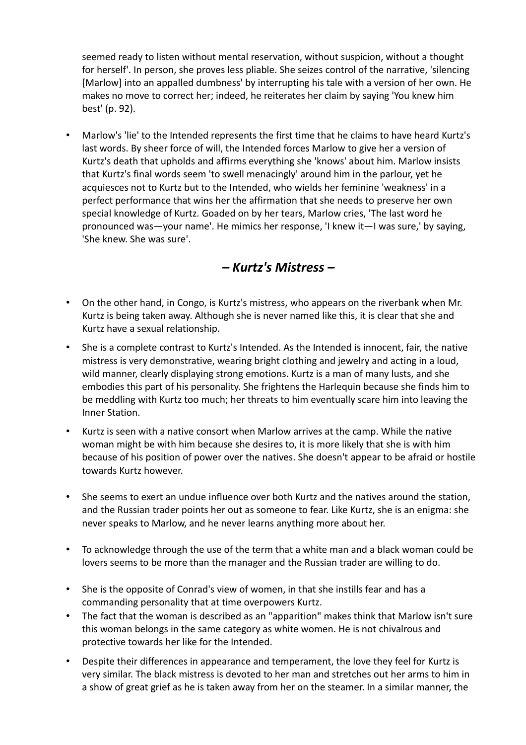seemed ready to listen without mental reservation, without suspicion, without a thought for herself'. In person, she proves less pliable. She seizes control of the narrative, 'silencing [Marlow] into an appalled dumbness' by interrupting his tale with a version of her own. He makes no move to correct her; indeed, he reiterates her claim by saying 'You knew him best' (p. 92).

- Marlow's 'lie' to the Intended represents the first time that he claims to have heard Kurtz's last words. By sheer force of will, the Intended forces Marlow to give her a version of Kurtz's death that upholds and affirms everything she 'knows' about him. Marlow insists that Kurtz's final words seem 'to swell menacingly' around him in the parlour, yet he acquiesces not to Kurtz but to the Intended, who wields her feminine 'weakness' in a perfect performance that wins her the affirmation that she needs to preserve her own special knowledge of Kurtz. Goaded on by her tears, Marlow cries, 'The last word he pronounced was—your name'. He mimics her response, 'I knew it—I was sure,' by saying, 'She knew. She was sure'.

## *– Kurtz's Mistress –*

- On the other hand, in Congo, is Kurtz's mistress, who appears on the riverbank when Mr. Kurtz is being taken away. Although she is never named like this, it is clear that she and Kurtz have a sexual relationship.
- She is a complete contrast to Kurtz's Intended. As the Intended is innocent, fair, the native mistress is very demonstrative, wearing bright clothing and jewelry and acting in a loud, wild manner, clearly displaying strong emotions. Kurtz is a man of many lusts, and she embodies this part of his personality. She frightens the Harlequin because she finds him to be meddling with Kurtz too much; her threats to him eventually scare him into leaving the Inner Station.
- Kurtz is seen with a native consort when Marlow arrives at the camp. While the native woman might be with him because she desires to, it is more likely that she is with him because of his position of power over the natives. She doesn't appear to be afraid or hostile towards Kurtz however.
- She seems to exert an undue influence over both Kurtz and the natives around the station, and the Russian trader points her out as someone to fear. Like Kurtz, she is an enigma: she never speaks to Marlow, and he never learns anything more about her.
- To acknowledge through the use of the term that a white man and a black woman could be lovers seems to be more than the manager and the Russian trader are willing to do.
- She is the opposite of Conrad's view of women, in that she instills fear and has a commanding personality that at time overpowers Kurtz.
- The fact that the woman is described as an "apparition" makes think that Marlow isn't sure this woman belongs in the same category as white women. He is not chivalrous and protective towards her like for the Intended.
- Despite their differences in appearance and temperament, the love they feel for Kurtz is very similar. The black mistress is devoted to her man and stretches out her arms to him in a show of great grief as he is taken away from her on the steamer. In a similar manner, the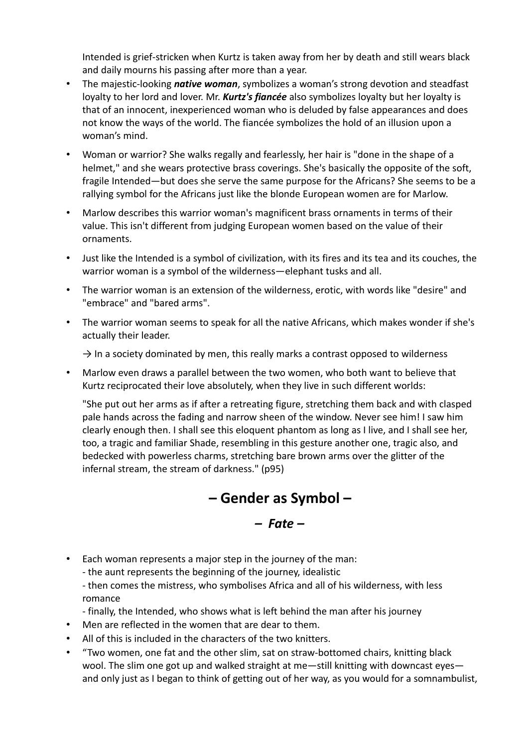Intended is grief-stricken when Kurtz is taken away from her by death and still wears black and daily mourns his passing after more than a year.

- The majestic-looking ***native woman***, symbolizes a woman's strong devotion and steadfast loyalty to her lord and lover. Mr. ***Kurtz's fiancée*** also symbolizes loyalty but her loyalty is that of an innocent, inexperienced woman who is deluded by false appearances and does not know the ways of the world. The fiancée symbolizes the hold of an illusion upon a woman's mind.
- Woman or warrior? She walks regally and fearlessly, her hair is "done in the shape of a helmet," and she wears protective brass coverings. She's basically the opposite of the soft, fragile Intended—but does she serve the same purpose for the Africans? She seems to be a rallying symbol for the Africans just like the blonde European women are for Marlow.
- Marlow describes this warrior woman's magnificent brass ornaments in terms of their value. This isn't different from judging European women based on the value of their ornaments.
- Just like the Intended is a symbol of civilization, with its fires and its tea and its couches, the warrior woman is a symbol of the wilderness—elephant tusks and all.
- The warrior woman is an extension of the wilderness, erotic, with words like "desire" and "embrace" and "bared arms".
- The warrior woman seems to speak for all the native Africans, which makes wonder if she's actually their leader.

  → In a society dominated by men, this really marks a contrast opposed to wilderness

- Marlow even draws a parallel between the two women, who both want to believe that Kurtz reciprocated their love absolutely, when they live in such different worlds:

  "She put out her arms as if after a retreating figure, stretching them back and with clasped pale hands across the fading and narrow sheen of the window. Never see him! I saw him clearly enough then. I shall see this eloquent phantom as long as I live, and I shall see her, too, a tragic and familiar Shade, resembling in this gesture another one, tragic also, and bedecked with powerless charms, stretching bare brown arms over the glitter of the infernal stream, the stream of darkness." (p95)

## – Gender as Symbol –

### – *Fate* –

- Each woman represents a major step in the journey of the man:
  - the aunt represents the beginning of the journey, idealistic
  - then comes the mistress, who symbolises Africa and all of his wilderness, with less romance
  - finally, the Intended, who shows what is left behind the man after his journey
- Men are reflected in the women that are dear to them.
- All of this is included in the characters of the two knitters.
- "Two women, one fat and the other slim, sat on straw-bottomed chairs, knitting black wool. The slim one got up and walked straight at me—still knitting with downcast eyes—and only just as I began to think of getting out of her way, as you would for a somnambulist,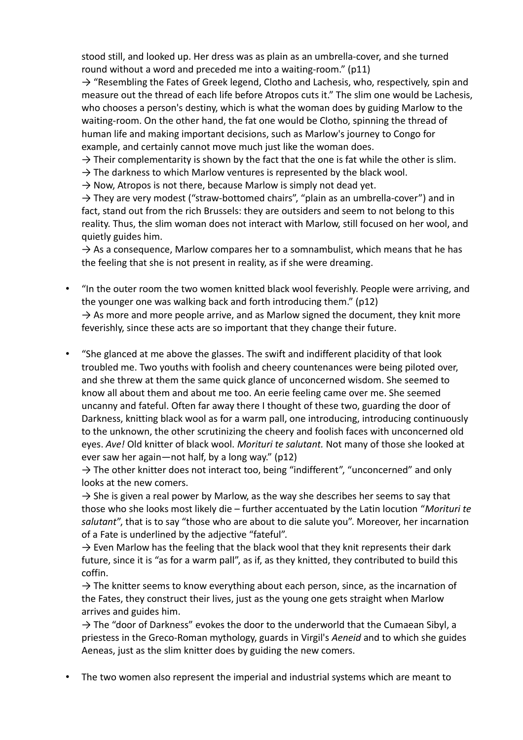stood still, and looked up. Her dress was as plain as an umbrella-cover, and she turned round without a word and preceded me into a waiting-room." (p11)

→ "Resembling the Fates of Greek legend, Clotho and Lachesis, who, respectively, spin and measure out the thread of each life before Atropos cuts it." The slim one would be Lachesis, who chooses a person's destiny, which is what the woman does by guiding Marlow to the waiting-room. On the other hand, the fat one would be Clotho, spinning the thread of human life and making important decisions, such as Marlow's journey to Congo for example, and certainly cannot move much just like the woman does.

→ Their complementarity is shown by the fact that the one is fat while the other is slim.

→ The darkness to which Marlow ventures is represented by the black wool.

→ Now, Atropos is not there, because Marlow is simply not dead yet.

→ They are very modest ("straw-bottomed chairs", "plain as an umbrella-cover") and in fact, stand out from the rich Brussels: they are outsiders and seem to not belong to this reality. Thus, the slim woman does not interact with Marlow, still focused on her wool, and quietly guides him.

→ As a consequence, Marlow compares her to a somnambulist, which means that he has the feeling that she is not present in reality, as if she were dreaming.

- "In the outer room the two women knitted black wool feverishly. People were arriving, and the younger one was walking back and forth introducing them." (p12)
  → As more and more people arrive, and as Marlow signed the document, they knit more feverishly, since these acts are so important that they change their future.

- "She glanced at me above the glasses. The swift and indifferent placidity of that look troubled me. Two youths with foolish and cheery countenances were being piloted over, and she threw at them the same quick glance of unconcerned wisdom. She seemed to know all about them and about me too. An eerie feeling came over me. She seemed uncanny and fateful. Often far away there I thought of these two, guarding the door of Darkness, knitting black wool as for a warm pall, one introducing, introducing continuously to the unknown, the other scrutinizing the cheery and foolish faces with unconcerned old eyes. *Ave!* Old knitter of black wool. *Morituri te salutant.* Not many of those she looked at ever saw her again—not half, by a long way." (p12)
  → The other knitter does not interact too, being "indifferent", "unconcerned" and only looks at the new comers.
  → She is given a real power by Marlow, as the way she describes her seems to say that those who she looks most likely die – further accentuated by the Latin locution "*Morituri te salutant*", that is to say "those who are about to die salute you". Moreover, her incarnation of a Fate is underlined by the adjective "fateful".
  → Even Marlow has the feeling that the black wool that they knit represents their dark future, since it is "as for a warm pall", as if, as they knitted, they contributed to build this coffin.
  → The knitter seems to know everything about each person, since, as the incarnation of the Fates, they construct their lives, just as the young one gets straight when Marlow arrives and guides him.
  → The "door of Darkness" evokes the door to the underworld that the Cumaean Sibyl, a priestess in the Greco-Roman mythology, guards in Virgil's *Aeneid* and to which she guides Aeneas, just as the slim knitter does by guiding the new comers.

- The two women also represent the imperial and industrial systems which are meant to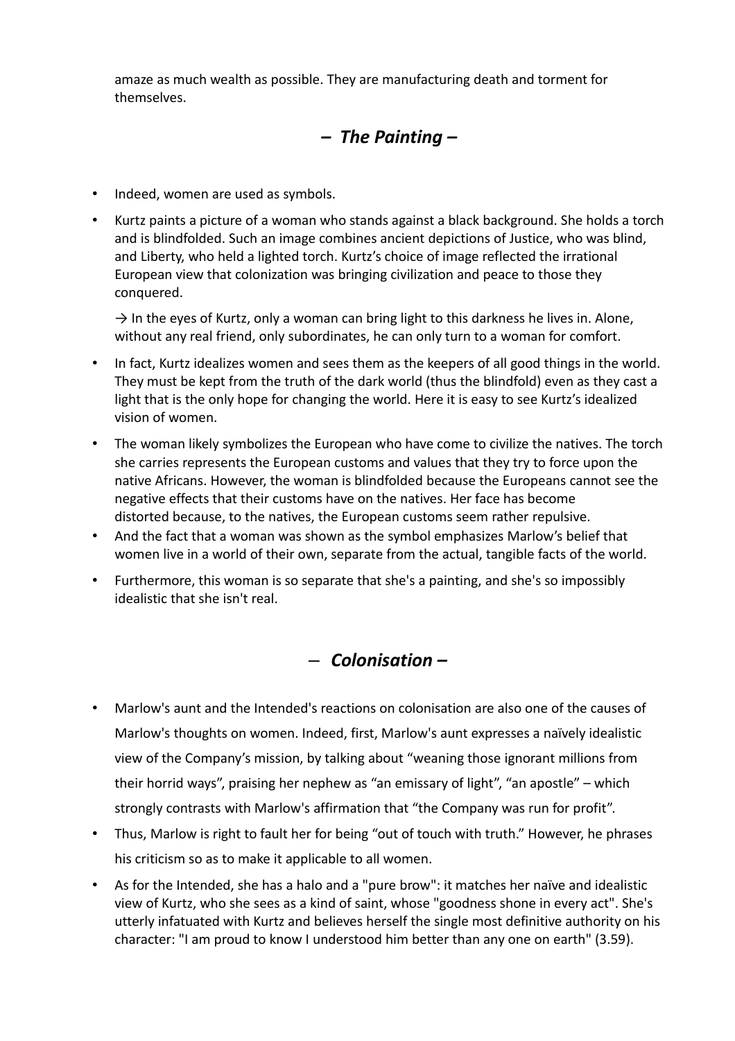amaze as much wealth as possible. They are manufacturing death and torment for themselves.

## *– The Painting –*

- Indeed, women are used as symbols.
- Kurtz paints a picture of a woman who stands against a black background. She holds a torch and is blindfolded. Such an image combines ancient depictions of Justice, who was blind, and Liberty, who held a lighted torch. Kurtz's choice of image reflected the irrational European view that colonization was bringing civilization and peace to those they conquered.

  → In the eyes of Kurtz, only a woman can bring light to this darkness he lives in. Alone, without any real friend, only subordinates, he can only turn to a woman for comfort.
- In fact, Kurtz idealizes women and sees them as the keepers of all good things in the world. They must be kept from the truth of the dark world (thus the blindfold) even as they cast a light that is the only hope for changing the world. Here it is easy to see Kurtz's idealized vision of women.
- The woman likely symbolizes the European who have come to civilize the natives. The torch she carries represents the European customs and values that they try to force upon the native Africans. However, the woman is blindfolded because the Europeans cannot see the negative effects that their customs have on the natives. Her face has become distorted because, to the natives, the European customs seem rather repulsive.
- And the fact that a woman was shown as the symbol emphasizes Marlow's belief that women live in a world of their own, separate from the actual, tangible facts of the world.
- Furthermore, this woman is so separate that she's a painting, and she's so impossibly idealistic that she isn't real.

## *– Colonisation –*

- Marlow's aunt and the Intended's reactions on colonisation are also one of the causes of Marlow's thoughts on women. Indeed, first, Marlow's aunt expresses a naïvely idealistic view of the Company's mission, by talking about "weaning those ignorant millions from their horrid ways", praising her nephew as "an emissary of light", "an apostle" – which strongly contrasts with Marlow's affirmation that "the Company was run for profit".
- Thus, Marlow is right to fault her for being "out of touch with truth." However, he phrases his criticism so as to make it applicable to all women.
- As for the Intended, she has a halo and a "pure brow": it matches her naïve and idealistic view of Kurtz, who she sees as a kind of saint, whose "goodness shone in every act". She's utterly infatuated with Kurtz and believes herself the single most definitive authority on his character: "I am proud to know I understood him better than any one on earth" (3.59).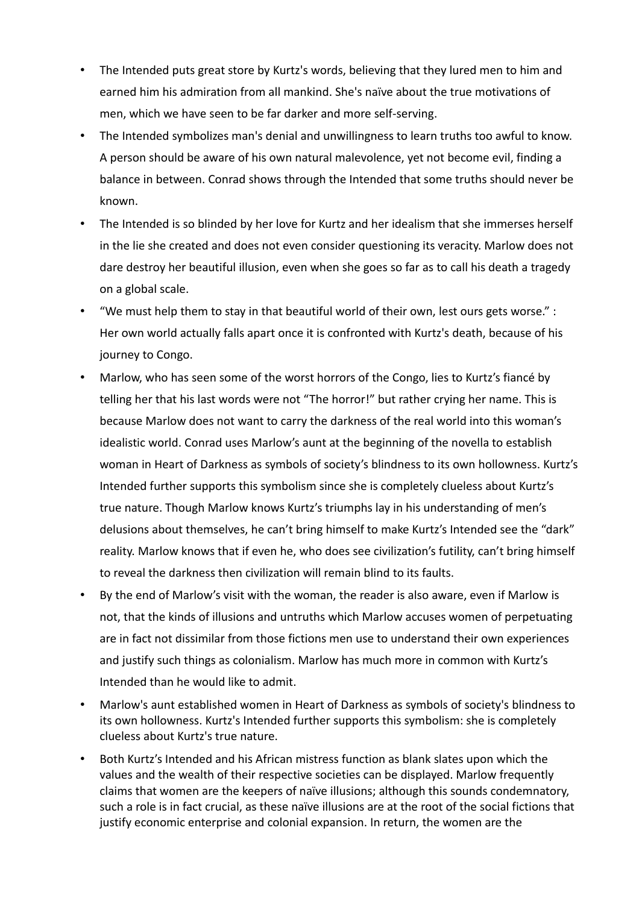- The Intended puts great store by Kurtz's words, believing that they lured men to him and earned him his admiration from all mankind. She's naïve about the true motivations of men, which we have seen to be far darker and more self-serving.
- The Intended symbolizes man's denial and unwillingness to learn truths too awful to know. A person should be aware of his own natural malevolence, yet not become evil, finding a balance in between. Conrad shows through the Intended that some truths should never be known.
- The Intended is so blinded by her love for Kurtz and her idealism that she immerses herself in the lie she created and does not even consider questioning its veracity. Marlow does not dare destroy her beautiful illusion, even when she goes so far as to call his death a tragedy on a global scale.
- “We must help them to stay in that beautiful world of their own, lest ours gets worse.” : Her own world actually falls apart once it is confronted with Kurtz's death, because of his journey to Congo.
- Marlow, who has seen some of the worst horrors of the Congo, lies to Kurtz’s fiancé by telling her that his last words were not “The horror!” but rather crying her name. This is because Marlow does not want to carry the darkness of the real world into this woman’s idealistic world. Conrad uses Marlow’s aunt at the beginning of the novella to establish woman in Heart of Darkness as symbols of society’s blindness to its own hollowness. Kurtz’s Intended further supports this symbolism since she is completely clueless about Kurtz’s true nature. Though Marlow knows Kurtz’s triumphs lay in his understanding of men’s delusions about themselves, he can’t bring himself to make Kurtz’s Intended see the “dark” reality. Marlow knows that if even he, who does see civilization’s futility, can’t bring himself to reveal the darkness then civilization will remain blind to its faults.
- By the end of Marlow’s visit with the woman, the reader is also aware, even if Marlow is not, that the kinds of illusions and untruths which Marlow accuses women of perpetuating are in fact not dissimilar from those fictions men use to understand their own experiences and justify such things as colonialism. Marlow has much more in common with Kurtz’s Intended than he would like to admit.
- Marlow's aunt established women in Heart of Darkness as symbols of society's blindness to its own hollowness. Kurtz's Intended further supports this symbolism: she is completely clueless about Kurtz's true nature.
- Both Kurtz’s Intended and his African mistress function as blank slates upon which the values and the wealth of their respective societies can be displayed. Marlow frequently claims that women are the keepers of naïve illusions; although this sounds condemnatory, such a role is in fact crucial, as these naïve illusions are at the root of the social fictions that justify economic enterprise and colonial expansion. In return, the women are the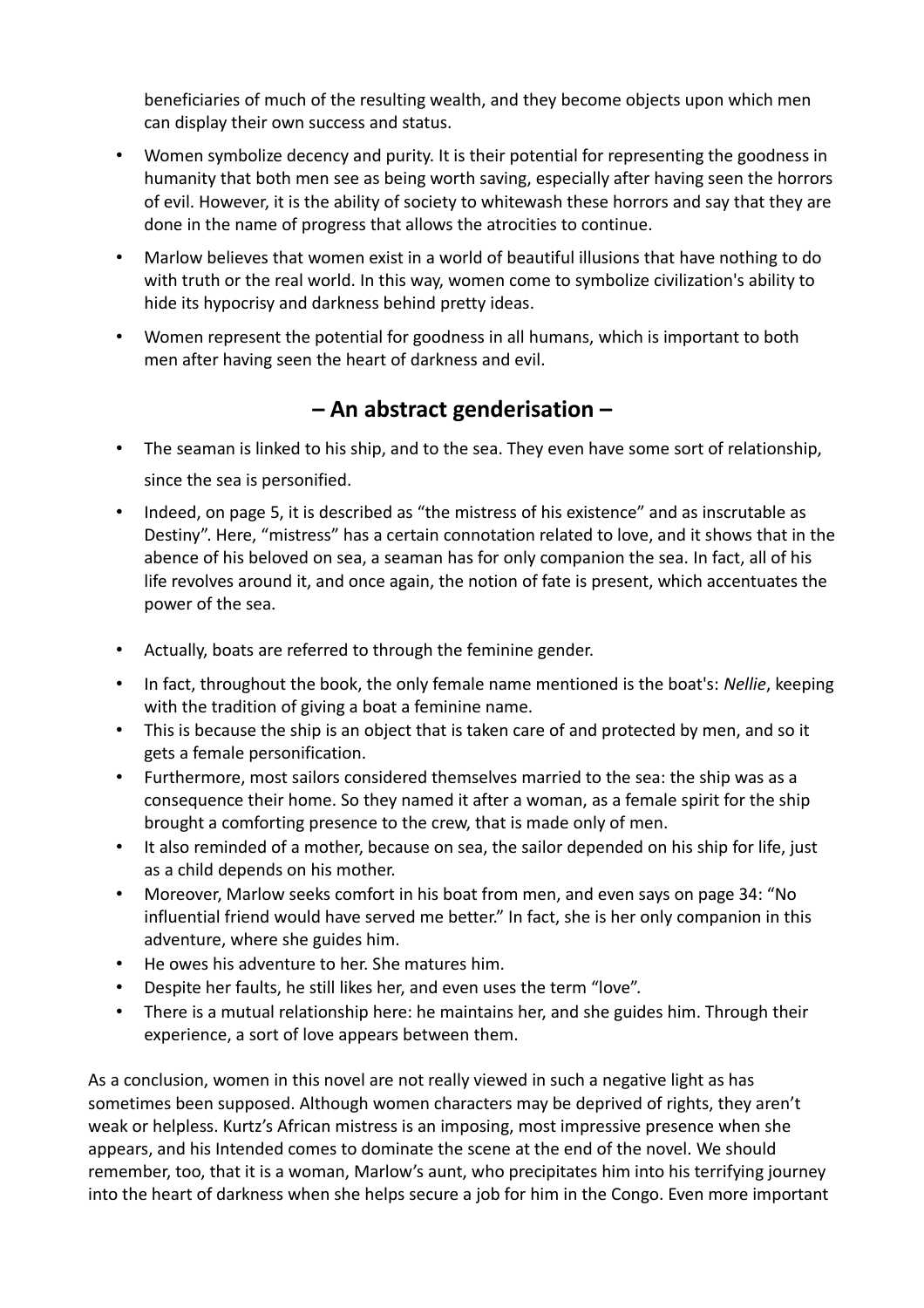beneficiaries of much of the resulting wealth, and they become objects upon which men can display their own success and status.

- Women symbolize decency and purity. It is their potential for representing the goodness in humanity that both men see as being worth saving, especially after having seen the horrors of evil. However, it is the ability of society to whitewash these horrors and say that they are done in the name of progress that allows the atrocities to continue.
- Marlow believes that women exist in a world of beautiful illusions that have nothing to do with truth or the real world. In this way, women come to symbolize civilization's ability to hide its hypocrisy and darkness behind pretty ideas.
- Women represent the potential for goodness in all humans, which is important to both men after having seen the heart of darkness and evil.

## – An abstract genderisation –

- The seaman is linked to his ship, and to the sea. They even have some sort of relationship, since the sea is personified.
- Indeed, on page 5, it is described as "the mistress of his existence" and as inscrutable as Destiny". Here, "mistress" has a certain connotation related to love, and it shows that in the abence of his beloved on sea, a seaman has for only companion the sea. In fact, all of his life revolves around it, and once again, the notion of fate is present, which accentuates the power of the sea.
- Actually, boats are referred to through the feminine gender.
- In fact, throughout the book, the only female name mentioned is the boat's: *Nellie*, keeping with the tradition of giving a boat a feminine name.
- This is because the ship is an object that is taken care of and protected by men, and so it gets a female personification.
- Furthermore, most sailors considered themselves married to the sea: the ship was as a consequence their home. So they named it after a woman, as a female spirit for the ship brought a comforting presence to the crew, that is made only of men.
- It also reminded of a mother, because on sea, the sailor depended on his ship for life, just as a child depends on his mother.
- Moreover, Marlow seeks comfort in his boat from men, and even says on page 34: "No influential friend would have served me better." In fact, she is her only companion in this adventure, where she guides him.
- He owes his adventure to her. She matures him.
- Despite her faults, he still likes her, and even uses the term "love".
- There is a mutual relationship here: he maintains her, and she guides him. Through their experience, a sort of love appears between them.

As a conclusion, women in this novel are not really viewed in such a negative light as has sometimes been supposed. Although women characters may be deprived of rights, they aren't weak or helpless. Kurtz's African mistress is an imposing, most impressive presence when she appears, and his Intended comes to dominate the scene at the end of the novel. We should remember, too, that it is a woman, Marlow's aunt, who precipitates him into his terrifying journey into the heart of darkness when she helps secure a job for him in the Congo. Even more important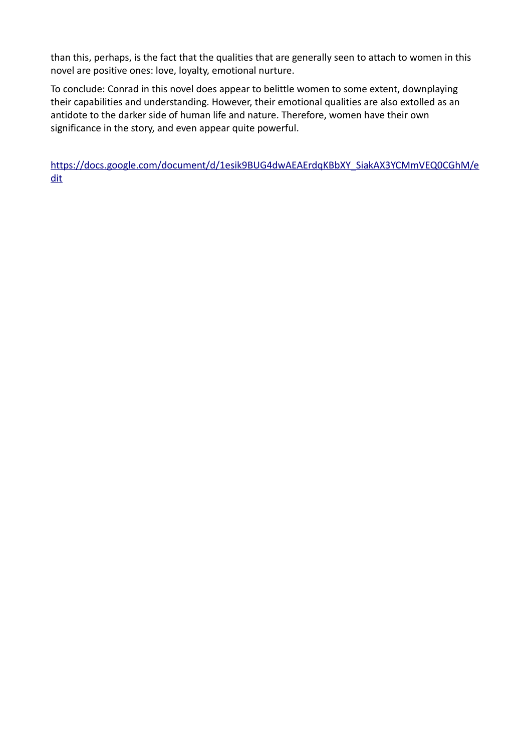than this, perhaps, is the fact that the qualities that are generally seen to attach to women in this novel are positive ones: love, loyalty, emotional nurture.

To conclude: Conrad in this novel does appear to belittle women to some extent, downplaying their capabilities and understanding. However, their emotional qualities are also extolled as an antidote to the darker side of human life and nature. Therefore, women have their own significance in the story, and even appear quite powerful.

https://docs.google.com/document/d/1esik9BUG4dwAEAErdqKBbXY_SiakAX3YCMmVEQ0CGhM/edit